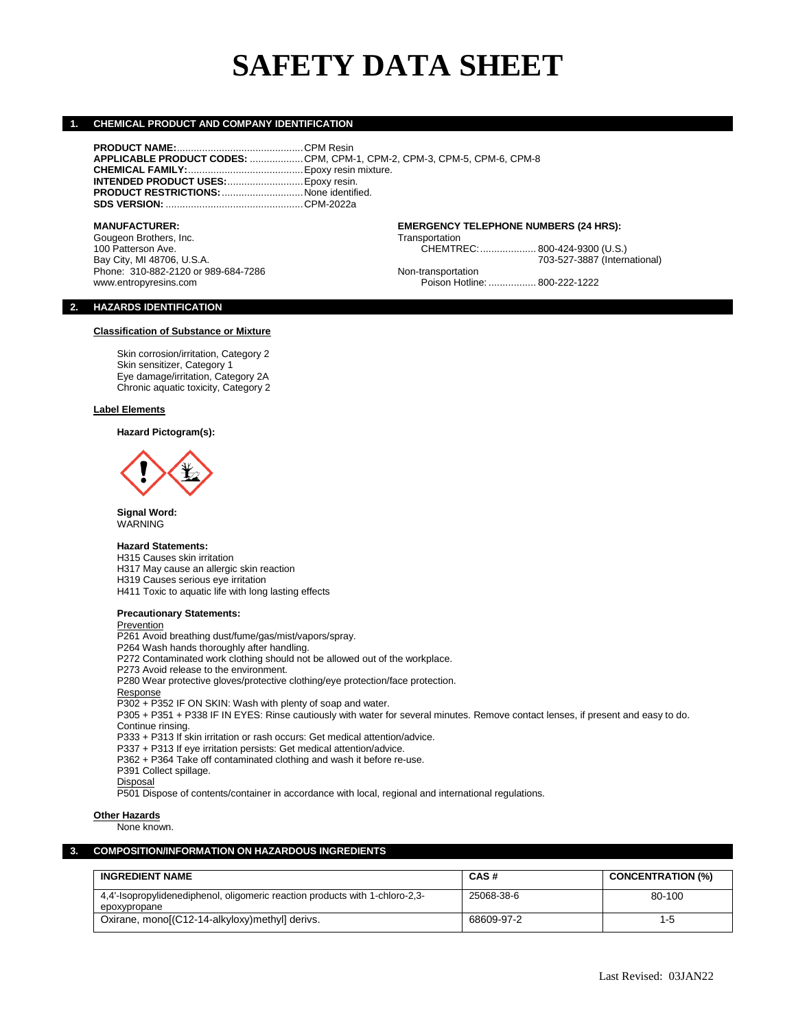# SAFETY DATA SHEET

## 1. CHEMICAL PRODUCT AND COMPANY IDENTIFICATION

**PRODUCT NAME:**............................................CPM Resin
**APPLICABLE PRODUCT CODES:** ..................CPM, CPM-1, CPM-2, CPM-3, CPM-5, CPM-6, CPM-8
**CHEMICAL FAMILY:**........................................Epoxy resin mixture.
**INTENDED PRODUCT USES:**..........................Epoxy resin.
**PRODUCT RESTRICTIONS:**............................None identified.
**SDS VERSION:** ................................................CPM-2022a

**MANUFACTURER:**
Gougeon Brothers, Inc.
100 Patterson Ave.
Bay City, MI 48706, U.S.A.
Phone: 310-882-2120 or 989-684-7286
www.entropyresins.com

**EMERGENCY TELEPHONE NUMBERS (24 HRS):**
Transportation
CHEMTREC:.................... 800-424-9300 (U.S.)
703-527-3887 (International)
Non-transportation
Poison Hotline: ................. 800-222-1222

## 2. HAZARDS IDENTIFICATION

**Classification of Substance or Mixture**

Skin corrosion/irritation, Category 2
Skin sensitizer, Category 1
Eye damage/irritation, Category 2A
Chronic aquatic toxicity, Category 2

**Label Elements**

**Hazard Pictogram(s):**

**Signal Word:**
WARNING

**Hazard Statements:**
H315 Causes skin irritation
H317 May cause an allergic skin reaction
H319 Causes serious eye irritation
H411 Toxic to aquatic life with long lasting effects

**Precautionary Statements:**

Prevention
P261 Avoid breathing dust/fume/gas/mist/vapors/spray.
P264 Wash hands thoroughly after handling.
P272 Contaminated work clothing should not be allowed out of the workplace.
P273 Avoid release to the environment.
P280 Wear protective gloves/protective clothing/eye protection/face protection.

Response
P302 + P352 IF ON SKIN: Wash with plenty of soap and water.
P305 + P351 + P338 IF IN EYES: Rinse cautiously with water for several minutes. Remove contact lenses, if present and easy to do. Continue rinsing.
P333 + P313 If skin irritation or rash occurs: Get medical attention/advice.
P337 + P313 If eye irritation persists: Get medical attention/advice.
P362 + P364 Take off contaminated clothing and wash it before re-use.
P391 Collect spillage.

Disposal
P501 Dispose of contents/container in accordance with local, regional and international regulations.

**Other Hazards**
None known.

## 3. COMPOSITION/INFORMATION ON HAZARDOUS INGREDIENTS

| INGREDIENT NAME | CAS # | CONCENTRATION (%) |
|---|---|---|
| 4,4'-Isopropylidenediphenol, oligomeric reaction products with 1-chloro-2,3-epoxypropane | 25068-38-6 | 80-100 |
| Oxirane, mono[(C12-14-alkyloxy)methyl] derivs. | 68609-97-2 | 1-5 |

Last Revised: 03JAN22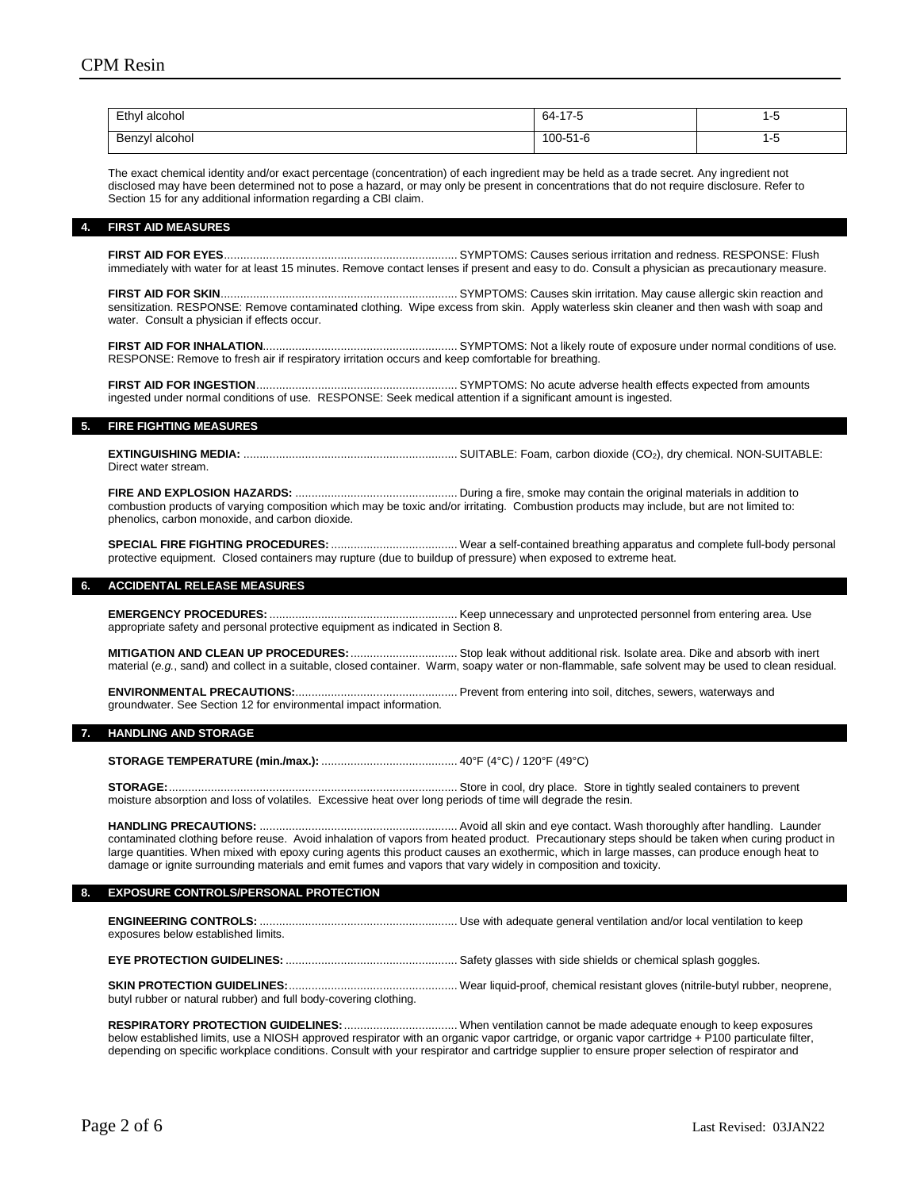| Ethyl alcohol | 64-17-5 | 1-5 |
|---|---|---|
| Benzyl alcohol | 100-51-6 | 1-5 |

The exact chemical identity and/or exact percentage (concentration) of each ingredient may be held as a trade secret. Any ingredient not disclosed may have been determined not to pose a hazard, or may only be present in concentrations that do not require disclosure. Refer to Section 15 for any additional information regarding a CBI claim.

## 4. FIRST AID MEASURES

**FIRST AID FOR EYES**........................................................................ SYMPTOMS: Causes serious irritation and redness. RESPONSE: Flush immediately with water for at least 15 minutes. Remove contact lenses if present and easy to do. Consult a physician as precautionary measure.

**FIRST AID FOR SKIN**......................................................................... SYMPTOMS: Causes skin irritation. May cause allergic skin reaction and sensitization. RESPONSE: Remove contaminated clothing. Wipe excess from skin. Apply waterless skin cleaner and then wash with soap and water. Consult a physician if effects occur.

**FIRST AID FOR INHALATION**............................................................ SYMPTOMS: Not a likely route of exposure under normal conditions of use. RESPONSE: Remove to fresh air if respiratory irritation occurs and keep comfortable for breathing.

**FIRST AID FOR INGESTION**.............................................................. SYMPTOMS: No acute adverse health effects expected from amounts ingested under normal conditions of use. RESPONSE: Seek medical attention if a significant amount is ingested.

## 5. FIRE FIGHTING MEASURES

**EXTINGUISHING MEDIA:** .................................................................. SUITABLE: Foam, carbon dioxide ($CO_2$), dry chemical. NON-SUITABLE: Direct water stream.

**FIRE AND EXPLOSION HAZARDS:** .................................................. During a fire, smoke may contain the original materials in addition to combustion products of varying composition which may be toxic and/or irritating. Combustion products may include, but are not limited to: phenolics, carbon monoxide, and carbon dioxide.

**SPECIAL FIRE FIGHTING PROCEDURES:** ....................................... Wear a self-contained breathing apparatus and complete full-body personal protective equipment. Closed containers may rupture (due to buildup of pressure) when exposed to extreme heat.

## 6. ACCIDENTAL RELEASE MEASURES

**EMERGENCY PROCEDURES:**........................................................... Keep unnecessary and unprotected personnel from entering area. Use appropriate safety and personal protective equipment as indicated in Section 8.

**MITIGATION AND CLEAN UP PROCEDURES:**................................. Stop leak without additional risk. Isolate area. Dike and absorb with inert material (*e.g.*, sand) and collect in a suitable, closed container. Warm, soapy water or non-flammable, safe solvent may be used to clean residual.

**ENVIRONMENTAL PRECAUTIONS:**.................................................. Prevent from entering into soil, ditches, sewers, waterways and groundwater. See Section 12 for environmental impact information.

## 7. HANDLING AND STORAGE

**STORAGE TEMPERATURE (min./max.):** .......................................... 40°F (4°C) / 120°F (49°C)

**STORAGE:**.......................................................................................... Store in cool, dry place. Store in tightly sealed containers to prevent moisture absorption and loss of volatiles. Excessive heat over long periods of time will degrade the resin.

**HANDLING PRECAUTIONS:** ............................................................. Avoid all skin and eye contact. Wash thoroughly after handling. Launder contaminated clothing before reuse. Avoid inhalation of vapors from heated product. Precautionary steps should be taken when curing product in large quantities. When mixed with epoxy curing agents this product causes an exothermic, which in large masses, can produce enough heat to damage or ignite surrounding materials and emit fumes and vapors that vary widely in composition and toxicity.

## 8. EXPOSURE CONTROLS/PERSONAL PROTECTION

**ENGINEERING CONTROLS:** ............................................................. Use with adequate general ventilation and/or local ventilation to keep exposures below established limits.

**EYE PROTECTION GUIDELINES:** ..................................................... Safety glasses with side shields or chemical splash goggles.

**SKIN PROTECTION GUIDELINES:**.................................................... Wear liquid-proof, chemical resistant gloves (nitrile-butyl rubber, neoprene, butyl rubber or natural rubber) and full body-covering clothing.

**RESPIRATORY PROTECTION GUIDELINES:**................................... When ventilation cannot be made adequate enough to keep exposures below established limits, use a NIOSH approved respirator with an organic vapor cartridge, or organic vapor cartridge + P100 particulate filter, depending on specific workplace conditions. Consult with your respirator and cartridge supplier to ensure proper selection of respirator and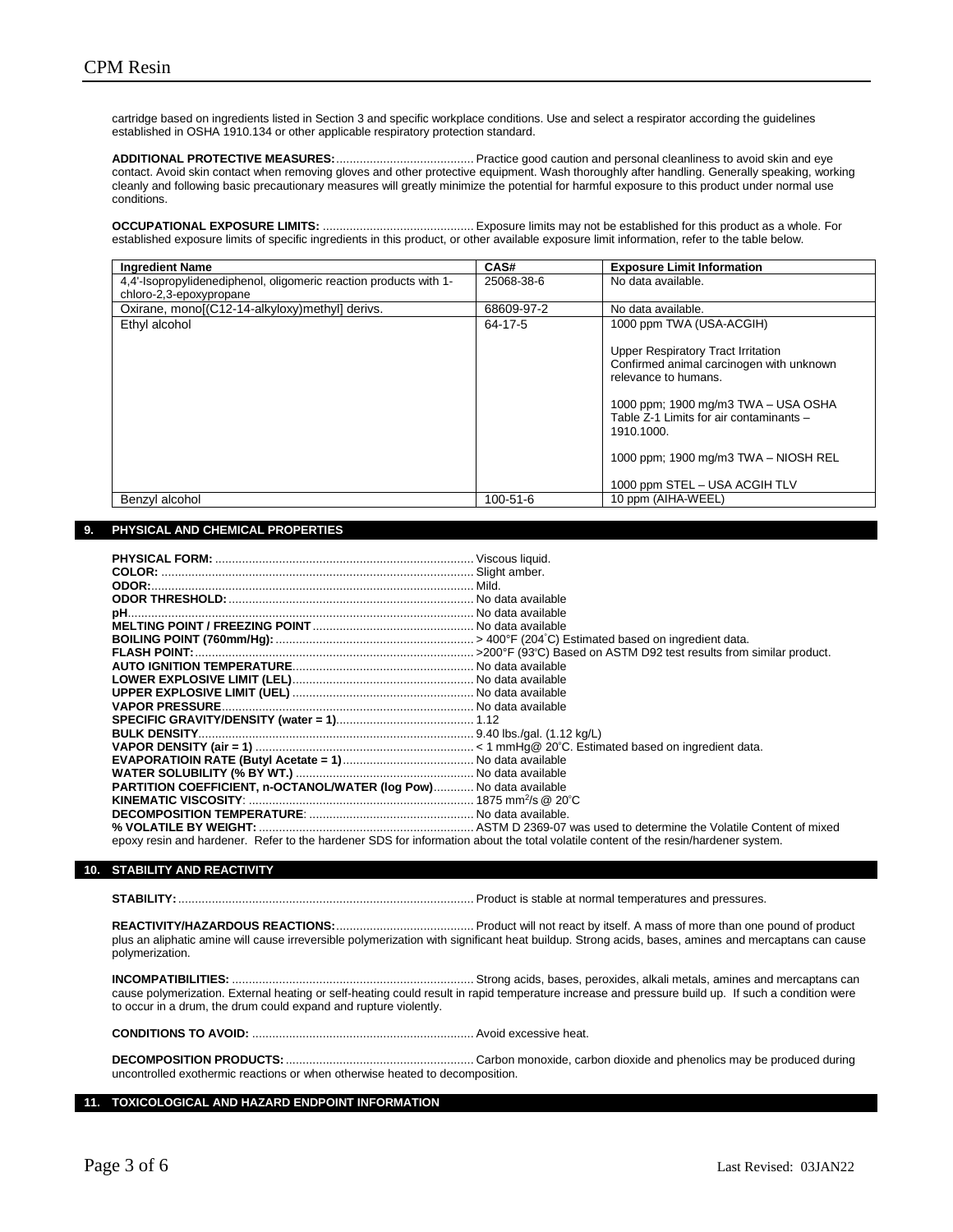cartridge based on ingredients listed in Section 3 and specific workplace conditions. Use and select a respirator according the guidelines established in OSHA 1910.134 or other applicable respiratory protection standard.

**ADDITIONAL PROTECTIVE MEASURES:**......................................... Practice good caution and personal cleanliness to avoid skin and eye contact. Avoid skin contact when removing gloves and other protective equipment. Wash thoroughly after handling. Generally speaking, working cleanly and following basic precautionary measures will greatly minimize the potential for harmful exposure to this product under normal use conditions.

**OCCUPATIONAL EXPOSURE LIMITS:** ............................................ Exposure limits may not be established for this product as a whole. For established exposure limits of specific ingredients in this product, or other available exposure limit information, refer to the table below.

| Ingredient Name | CAS# | Exposure Limit Information |
|---|---|---|
| 4,4'-Isopropylidenediphenol, oligomeric reaction products with 1-chloro-2,3-epoxypropane | 25068-38-6 | No data available. |
| Oxirane, mono[(C12-14-alkyloxy)methyl] derivs. | 68609-97-2 | No data available. |
| Ethyl alcohol | 64-17-5 | 1000 ppm TWA (USA-ACGIH)<br><br>Upper Respiratory Tract Irritation<br>Confirmed animal carcinogen with unknown relevance to humans.<br><br>1000 ppm; 1900 mg/m3 TWA – USA OSHA Table Z-1 Limits for air contaminants – 1910.1000.<br><br>1000 ppm; 1900 mg/m3 TWA – NIOSH REL<br><br>1000 ppm STEL – USA ACGIH TLV |
| Benzyl alcohol | 100-51-6 | 10 ppm (AIHA-WEEL) |

## 9. PHYSICAL AND CHEMICAL PROPERTIES

**PHYSICAL FORM:** ........................................................................ Viscous liquid.
**COLOR:** ......................................................................................... Slight amber.
**ODOR:**............................................................................................. Mild.
**ODOR THRESHOLD:**........................................................................ No data available
**pH**...................................................................................................... No data available
**MELTING POINT / FREEZING POINT**............................................... No data available
**BOILING POINT (760mmHg):**........................................................... > 400°F (204°C) Estimated based on ingredient data.
**FLASH POINT:**.................................................................................. >200°F (93°C) Based on ASTM D92 test results from similar product.
**AUTO IGNITION TEMPERATURE**..................................................... No data available
**LOWER EXPLOSIVE LIMIT (LEL)**..................................................... No data available
**UPPER EXPLOSIVE LIMIT (UEL)** ..................................................... No data available
**VAPOR PRESSURE**.......................................................................... No data available
**SPECIFIC GRAVITY/DENSITY (water = 1)**........................................ 1.12
**BULK DENSITY**................................................................................. 9.40 lbs./gal. (1.12 kg/L)
**VAPOR DENSITY (air = 1)** ................................................................ < 1 mmHg@ 20°C. Estimated based on ingredient data.
**EVAPORATIOIN RATE (Butyl Acetate = 1)**....................................... No data available
**WATER SOLUBILITY (% BY WT.)** .................................................... No data available
**PARTITION COEFFICIENT, n-OCTANOL/WATER (log Pow)**............ No data available
**KINEMATIC VISCOSITY**: ................................................................... 1875 mm$^2$/s @ 20°C
**DECOMPOSITION TEMPERATURE**: ................................................ No data available.
**% VOLATILE BY WEIGHT:** ................................................................ ASTM D 2369-07 was used to determine the Volatile Content of mixed epoxy resin and hardener. Refer to the hardener SDS for information about the total volatile content of the resin/hardener system.

## 10. STABILITY AND REACTIVITY

**STABILITY:**....................................................................................... Product is stable at normal temperatures and pressures.

**REACTIVITY/HAZARDOUS REACTIONS:**......................................... Product will not react by itself. A mass of more than one pound of product plus an aliphatic amine will cause irreversible polymerization with significant heat buildup. Strong acids, bases, amines and mercaptans can cause polymerization.

**INCOMPATIBILITIES:** ....................................................................... Strong acids, bases, peroxides, alkali metals, amines and mercaptans can cause polymerization. External heating or self-heating could result in rapid temperature increase and pressure build up. If such a condition were to occur in a drum, the drum could expand and rupture violently.

**CONDITIONS TO AVOID:** ................................................................. Avoid excessive heat.

**DECOMPOSITION PRODUCTS:**........................................................ Carbon monoxide, carbon dioxide and phenolics may be produced during uncontrolled exothermic reactions or when otherwise heated to decomposition.

## 11. TOXICOLOGICAL AND HAZARD ENDPOINT INFORMATION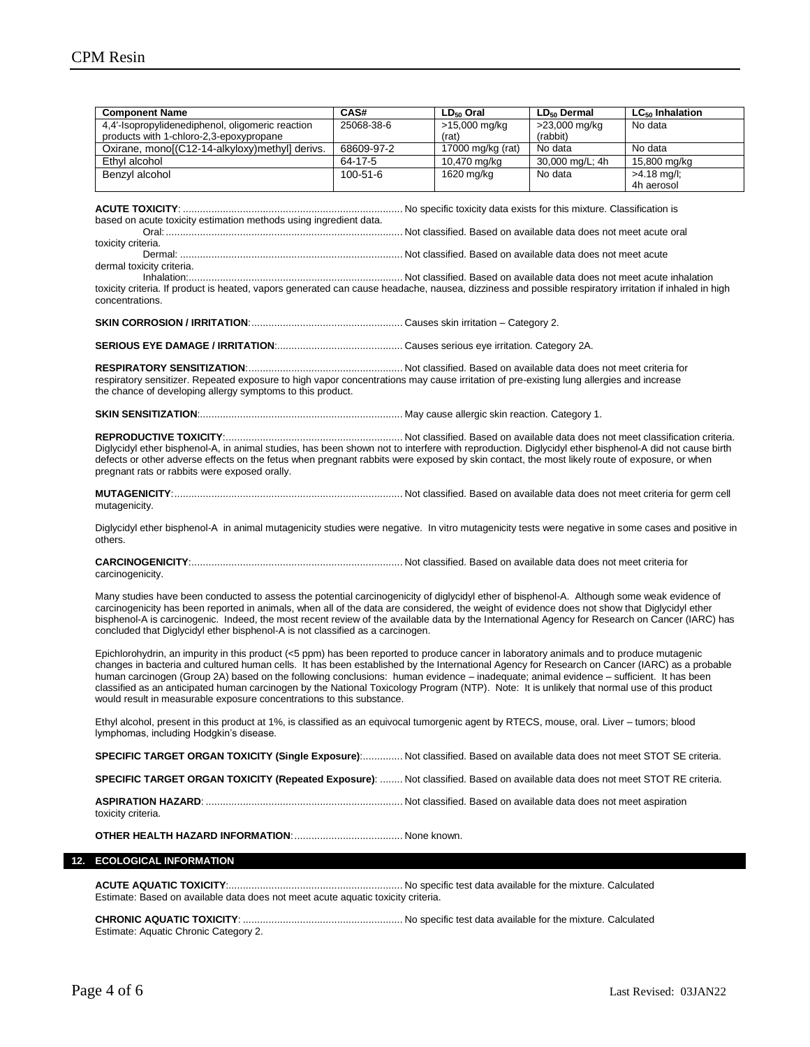| Component Name | CAS# | $LD_{50}$ Oral | $LD_{50}$ Dermal | $LC_{50}$ Inhalation |
|---|---|---|---|---|
| 4,4'-Isopropylidenediphenol, oligomeric reaction products with 1-chloro-2,3-epoxypropane | 25068-38-6 | >15,000 mg/kg (rat) | >23,000 mg/kg (rabbit) | No data |
| Oxirane, mono[(C12-14-alkyloxy)methyl] derivs. | 68609-97-2 | 17000 mg/kg (rat) | No data | No data |
| Ethyl alcohol | 64-17-5 | 10,470 mg/kg | 30,000 mg/L; 4h | 15,800 mg/kg |
| Benzyl alcohol | 100-51-6 | 1620 mg/kg | No data | >4.18 mg/l; 4h aerosol |

**ACUTE TOXICITY**: ............................................................................ No specific toxicity data exists for this mixture. Classification is based on acute toxicity estimation methods using ingredient data.

Oral: .................................................................................. Not classified. Based on available data does not meet acute oral toxicity criteria.

Dermal: ............................................................................. Not classified. Based on available data does not meet acute dermal toxicity criteria.

Inhalation: .......................................................................... Not classified. Based on available data does not meet acute inhalation toxicity criteria. If product is heated, vapors generated can cause headache, nausea, dizziness and possible respiratory irritation if inhaled in high concentrations.

**SKIN CORROSION / IRRITATION**: .................................................... Causes skin irritation – Category 2.

**SERIOUS EYE DAMAGE / IRRITATION**: ........................................... Causes serious eye irritation. Category 2A.

**RESPIRATORY SENSITIZATION**: ...................................................... Not classified. Based on available data does not meet criteria for respiratory sensitizer. Repeated exposure to high vapor concentrations may cause irritation of pre-existing lung allergies and increase the chance of developing allergy symptoms to this product.

**SKIN SENSITIZATION**: ....................................................................... May cause allergic skin reaction. Category 1.

**REPRODUCTIVE TOXICITY**: .............................................................. Not classified. Based on available data does not meet classification criteria. Diglycidyl ether bisphenol-A, in animal studies, has been shown not to interfere with reproduction. Diglycidyl ether bisphenol-A did not cause birth defects or other adverse effects on the fetus when pregnant rabbits were exposed by skin contact, the most likely route of exposure, or when pregnant rats or rabbits were exposed orally.

**MUTAGENICITY**: ................................................................................ Not classified. Based on available data does not meet criteria for germ cell mutagenicity.

Diglycidyl ether bisphenol-A in animal mutagenicity studies were negative. In vitro mutagenicity tests were negative in some cases and positive in others.

**CARCINOGENICITY**: .......................................................................... Not classified. Based on available data does not meet criteria for carcinogenicity.

Many studies have been conducted to assess the potential carcinogenicity of diglycidyl ether of bisphenol-A. Although some weak evidence of carcinogenicity has been reported in animals, when all of the data are considered, the weight of evidence does not show that Diglycidyl ether bisphenol-A is carcinogenic. Indeed, the most recent review of the available data by the International Agency for Research on Cancer (IARC) has concluded that Diglycidyl ether bisphenol-A is not classified as a carcinogen.

Epichlorohydrin, an impurity in this product (<5 ppm) has been reported to produce cancer in laboratory animals and to produce mutagenic changes in bacteria and cultured human cells. It has been established by the International Agency for Research on Cancer (IARC) as a probable human carcinogen (Group 2A) based on the following conclusions: human evidence – inadequate; animal evidence – sufficient. It has been classified as an anticipated human carcinogen by the National Toxicology Program (NTP). Note: It is unlikely that normal use of this product would result in measurable exposure concentrations to this substance.

Ethyl alcohol, present in this product at 1%, is classified as an equivocal tumorgenic agent by RTECS, mouse, oral. Liver – tumors; blood lymphomas, including Hodgkin's disease.

**SPECIFIC TARGET ORGAN TOXICITY (Single Exposure)**: .............. Not classified. Based on available data does not meet STOT SE criteria.

**SPECIFIC TARGET ORGAN TOXICITY (Repeated Exposure)**: ........ Not classified. Based on available data does not meet STOT RE criteria.

**ASPIRATION HAZARD**: .................................................................... Not classified. Based on available data does not meet aspiration toxicity criteria.

**OTHER HEALTH HAZARD INFORMATION**: ...................................... None known.

## 12. ECOLOGICAL INFORMATION

**ACUTE AQUATIC TOXICITY**: ............................................................. No specific test data available for the mixture. Calculated Estimate: Based on available data does not meet acute aquatic toxicity criteria.

**CHRONIC AQUATIC TOXICITY**: ........................................................ No specific test data available for the mixture. Calculated Estimate: Aquatic Chronic Category 2.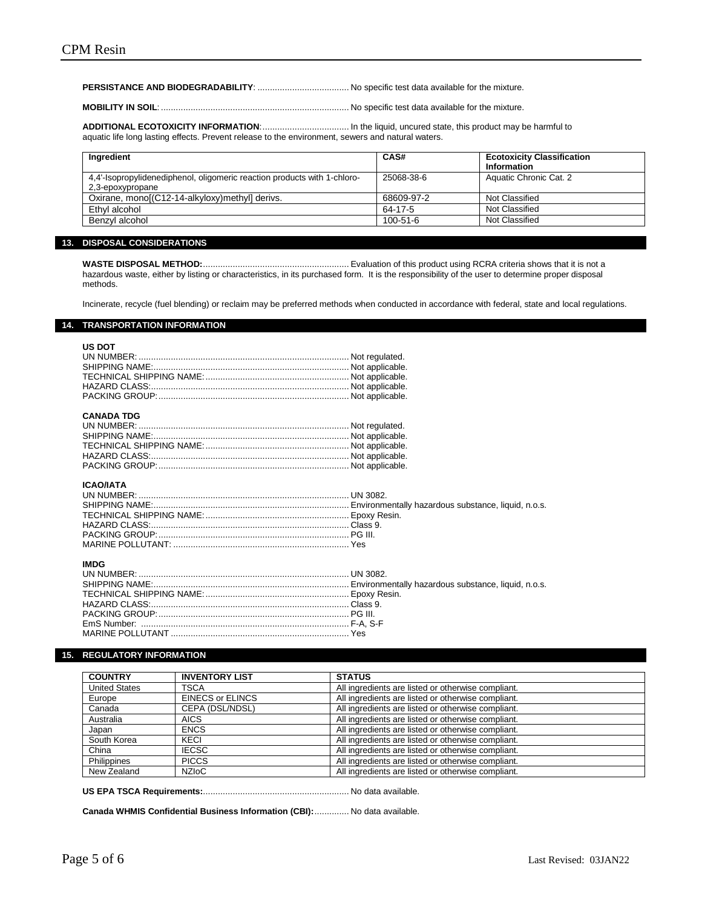**PERSISTANCE AND BIODEGRADABILITY**: ..................................... No specific test data available for the mixture.

**MOBILITY IN SOIL**: ........................................................................... No specific test data available for the mixture.

**ADDITIONAL ECOTOXICITY INFORMATION**: .................................. In the liquid, uncured state, this product may be harmful to aquatic life long lasting effects. Prevent release to the environment, sewers and natural waters.

| Ingredient | CAS# | Ecotoxicity Classification Information |
|---|---|---|
| 4,4'-Isopropylidenediphenol, oligomeric reaction products with 1-chloro-2,3-epoxypropane | 25068-38-6 | Aquatic Chronic Cat. 2 |
| Oxirane, mono[(C12-14-alkyloxy)methyl] derivs. | 68609-97-2 | Not Classified |
| Ethyl alcohol | 64-17-5 | Not Classified |
| Benzyl alcohol | 100-51-6 | Not Classified |

## 13. DISPOSAL CONSIDERATIONS

**WASTE DISPOSAL METHOD:**........................................................... Evaluation of this product using RCRA criteria shows that it is not a hazardous waste, either by listing or characteristics, in its purchased form. It is the responsibility of the user to determine proper disposal methods.

Incinerate, recycle (fuel blending) or reclaim may be preferred methods when conducted in accordance with federal, state and local regulations.

## 14. TRANSPORTATION INFORMATION

**US DOT**

UN NUMBER: .................................................................................... Not regulated.
SHIPPING NAME:.............................................................................. Not applicable.
TECHNICAL SHIPPING NAME:......................................................... Not applicable.
HAZARD CLASS:............................................................................... Not applicable.
PACKING GROUP:............................................................................ Not applicable.

**CANADA TDG**

UN NUMBER: .................................................................................... Not regulated.
SHIPPING NAME:.............................................................................. Not applicable.
TECHNICAL SHIPPING NAME:......................................................... Not applicable.
HAZARD CLASS:............................................................................... Not applicable.
PACKING GROUP:............................................................................ Not applicable.

**ICAO/IATA**

UN NUMBER: .................................................................................... UN 3082.
SHIPPING NAME:.............................................................................. Environmentally hazardous substance, liquid, n.o.s.
TECHNICAL SHIPPING NAME:......................................................... Epoxy Resin.
HAZARD CLASS:............................................................................... Class 9.
PACKING GROUP:............................................................................ PG III.
MARINE POLLUTANT: ...................................................................... Yes

**IMDG**

UN NUMBER: .................................................................................... UN 3082.
SHIPPING NAME:.............................................................................. Environmentally hazardous substance, liquid, n.o.s.
TECHNICAL SHIPPING NAME:......................................................... Epoxy Resin.
HAZARD CLASS:............................................................................... Class 9.
PACKING GROUP:............................................................................ PG III.
EmS Number: ................................................................................... F-A, S-F
MARINE POLLUTANT ....................................................................... Yes

## 15. REGULATORY INFORMATION

| COUNTRY | INVENTORY LIST | STATUS |
|---|---|---|
| United States | TSCA | All ingredients are listed or otherwise compliant. |
| Europe | EINECS or ELINCS | All ingredients are listed or otherwise compliant. |
| Canada | CEPA (DSL/NDSL) | All ingredients are listed or otherwise compliant. |
| Australia | AICS | All ingredients are listed or otherwise compliant. |
| Japan | ENCS | All ingredients are listed or otherwise compliant. |
| South Korea | KECI | All ingredients are listed or otherwise compliant. |
| China | IECSC | All ingredients are listed or otherwise compliant. |
| Philippines | PICCS | All ingredients are listed or otherwise compliant. |
| New Zealand | NZIoC | All ingredients are listed or otherwise compliant. |

**US EPA TSCA Requirements:**........................................................... No data available.

**Canada WHMIS Confidential Business Information (CBI):**.............. No data available.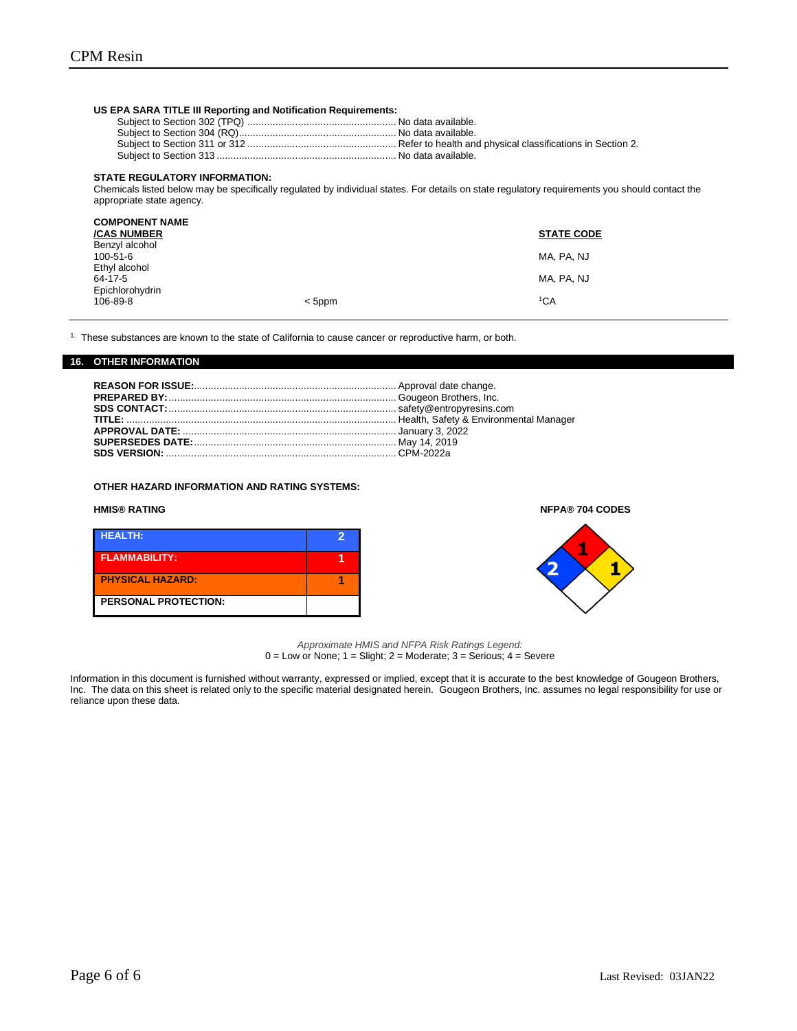**US EPA SARA TITLE III Reporting and Notification Requirements:**

Subject to Section 302 (TPQ) ..................................................... No data available.
Subject to Section 304 (RQ)........................................................ No data available.
Subject to Section 311 or 312 ..................................................... Refer to health and physical classifications in Section 2.
Subject to Section 313 ................................................................ No data available.

**STATE REGULATORY INFORMATION:**

Chemicals listed below may be specifically regulated by individual states. For details on state regulatory requirements you should contact the appropriate state agency.

| **COMPONENT NAME /CAS NUMBER** | | **STATE CODE** |
|---|---|---|
| Benzyl alcohol 100-51-6 | | MA, PA, NJ |
| Ethyl alcohol 64-17-5 | | MA, PA, NJ |
| Epichlorohydrin 106-89-8 | < 5ppm | [1]CA |

[1] These substances are known to the state of California to cause cancer or reproductive harm, or both.

## 16. OTHER INFORMATION

**REASON FOR ISSUE:**....................................................................... Approval date change.
**PREPARED BY:**............................................................................... Gougeon Brothers, Inc.
**SDS CONTACT:**............................................................................... safety@entropyresins.com
**TITLE:** ............................................................................................... Health, Safety & Environmental Manager
**APPROVAL DATE:** .......................................................................... January 3, 2022
**SUPERSEDES DATE:**...................................................................... May 14, 2019
**SDS VERSION:** ................................................................................ CPM-2022a

**OTHER HAZARD INFORMATION AND RATING SYSTEMS:**

**HMIS® RATING**

| | |
|---|---|
| HEALTH: | 2 |
| FLAMMABILITY: | 1 |
| PHYSICAL HAZARD: | 1 |
| PERSONAL PROTECTION: | |

**NFPA® 704 CODES**

1
2
1

*Approximate HMIS and NFPA Risk Ratings Legend:*
0 = Low or None; 1 = Slight; 2 = Moderate; 3 = Serious; 4 = Severe

Information in this document is furnished without warranty, expressed or implied, except that it is accurate to the best knowledge of Gougeon Brothers, Inc. The data on this sheet is related only to the specific material designated herein. Gougeon Brothers, Inc. assumes no legal responsibility for use or reliance upon these data.